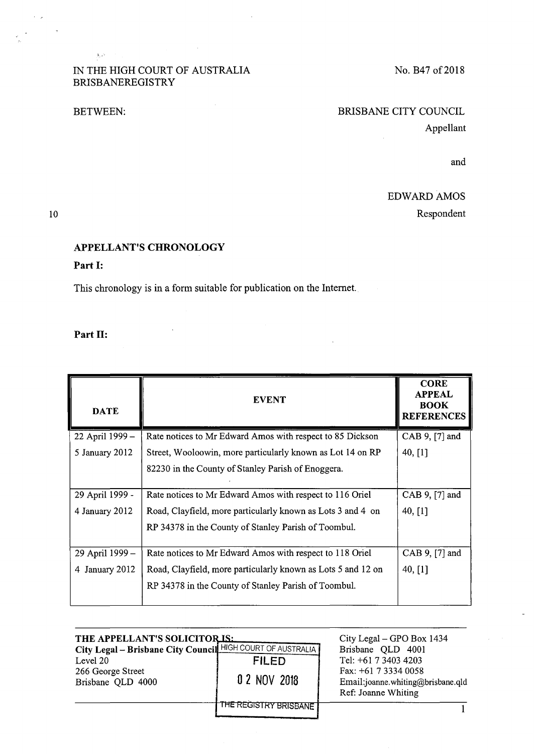IN THE HIGH COURT OF AUSTRALIA
BRISBANEREGISTRY

No. B47 of 2018

BETWEEN:

BRISBANE CITY COUNCIL
Appellant

and

EDWARD AMOS
Respondent

## APPELLANT'S CHRONOLOGY

**Part I:**

This chronology is in a form suitable for publication on the Internet.

**Part II:**

| DATE | EVENT | CORE APPEAL BOOK REFERENCES |
|---|---|---|
| 22 April 1999 – 5 January 2012 | Rate notices to Mr Edward Amos with respect to 85 Dickson Street, Wooloowin, more particularly known as Lot 14 on RP 82230 in the County of Stanley Parish of Enoggera. | CAB 9, [7] and 40, [1] |
| 29 April 1999 - 4 January 2012 | Rate notices to Mr Edward Amos with respect to 116 Oriel Road, Clayfield, more particularly known as Lots 3 and 4 on RP 34378 in the County of Stanley Parish of Toombul. | CAB 9, [7] and 40, [1] |
| 29 April 1999 – 4 January 2012 | Rate notices to Mr Edward Amos with respect to 118 Oriel Road, Clayfield, more particularly known as Lots 5 and 12 on RP 34378 in the County of Stanley Parish of Toombul. | CAB 9, [7] and 40, [1] |

**THE APPELLANT'S SOLICITOR IS:**
**City Legal – Brisbane City Council**
Level 20
266 George Street
Brisbane QLD 4000

HIGH COURT OF AUSTRALIA
FILED
0 2 NOV 2018
THE REGISTRY BRISBANE

City Legal – GPO Box 1434
Brisbane QLD 4001
Tel: +61 7 3403 4203
Fax: +61 7 3334 0058
Email:joanne.whiting@brisbane.qld
Ref: Joanne Whiting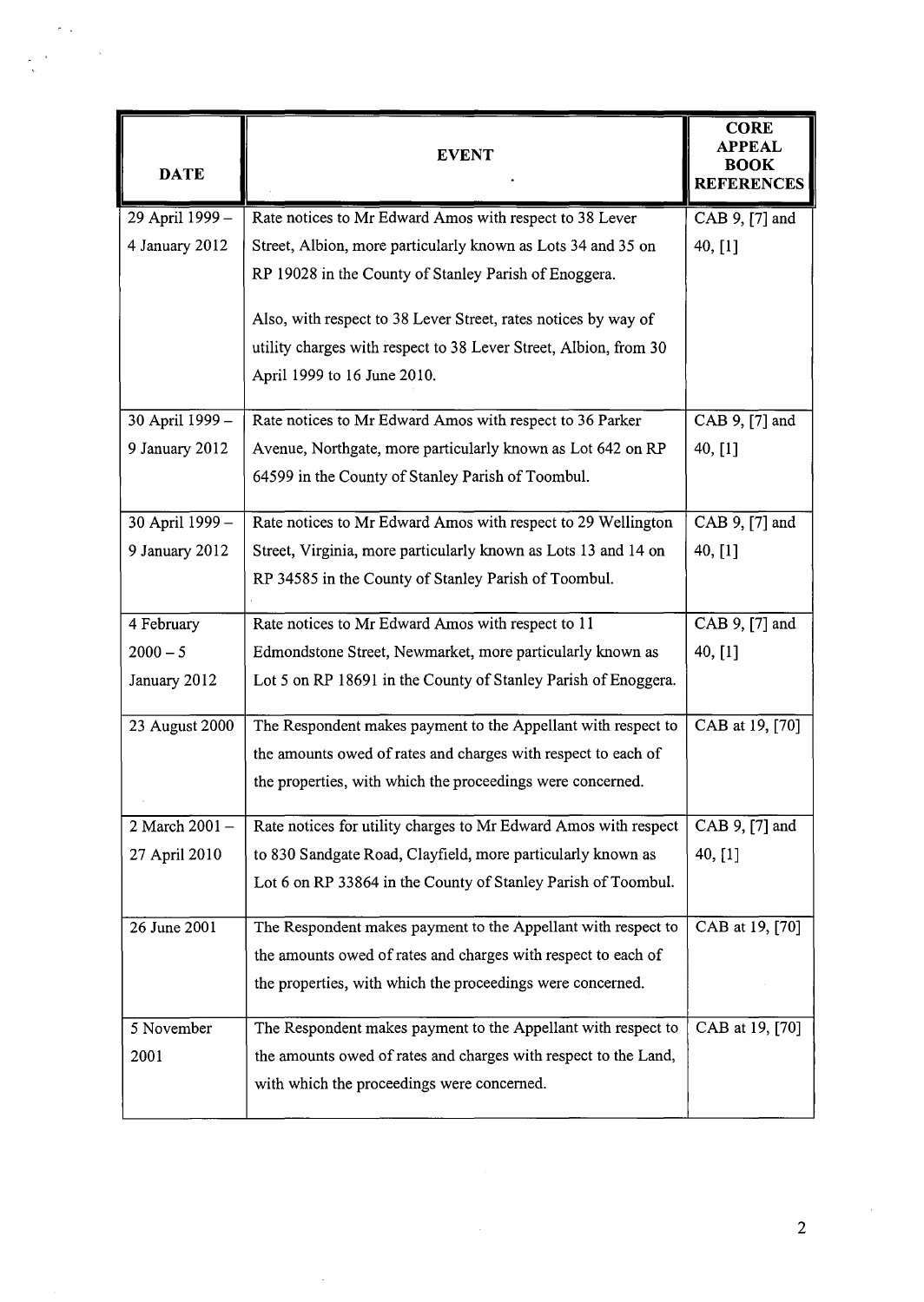| DATE | EVENT | CORE APPEAL BOOK REFERENCES |
|---|---|---|
| 29 April 1999 – 4 January 2012 | Rate notices to Mr Edward Amos with respect to 38 Lever Street, Albion, more particularly known as Lots 34 and 35 on RP 19028 in the County of Stanley Parish of Enoggera.<br><br>Also, with respect to 38 Lever Street, rates notices by way of utility charges with respect to 38 Lever Street, Albion, from 30 April 1999 to 16 June 2010. | CAB 9, [7] and 40, [1] |
| 30 April 1999 – 9 January 2012 | Rate notices to Mr Edward Amos with respect to 36 Parker Avenue, Northgate, more particularly known as Lot 642 on RP 64599 in the County of Stanley Parish of Toombul. | CAB 9, [7] and 40, [1] |
| 30 April 1999 – 9 January 2012 | Rate notices to Mr Edward Amos with respect to 29 Wellington Street, Virginia, more particularly known as Lots 13 and 14 on RP 34585 in the County of Stanley Parish of Toombul. | CAB 9, [7] and 40, [1] |
| 4 February 2000 – 5 January 2012 | Rate notices to Mr Edward Amos with respect to 11 Edmondstone Street, Newmarket, more particularly known as Lot 5 on RP 18691 in the County of Stanley Parish of Enoggera. | CAB 9, [7] and 40, [1] |
| 23 August 2000 | The Respondent makes payment to the Appellant with respect to the amounts owed of rates and charges with respect to each of the properties, with which the proceedings were concerned. | CAB at 19, [70] |
| 2 March 2001 – 27 April 2010 | Rate notices for utility charges to Mr Edward Amos with respect to 830 Sandgate Road, Clayfield, more particularly known as Lot 6 on RP 33864 in the County of Stanley Parish of Toombul. | CAB 9, [7] and 40, [1] |
| 26 June 2001 | The Respondent makes payment to the Appellant with respect to the amounts owed of rates and charges with respect to each of the properties, with which the proceedings were concerned. | CAB at 19, [70] |
| 5 November 2001 | The Respondent makes payment to the Appellant with respect to the amounts owed of rates and charges with respect to the Land, with which the proceedings were concerned. | CAB at 19, [70] |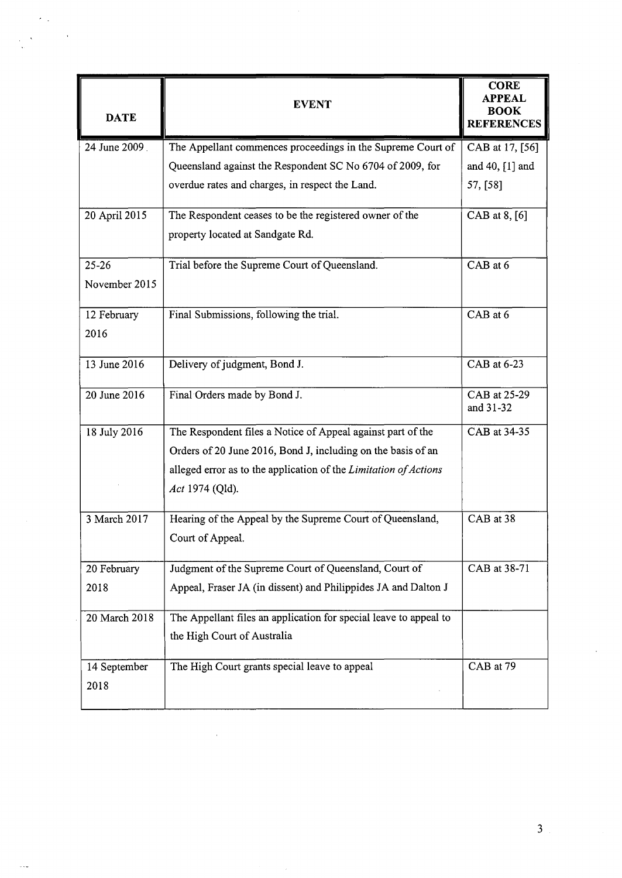| DATE | EVENT | CORE APPEAL BOOK REFERENCES |
|---|---|---|
| 24 June 2009 | The Appellant commences proceedings in the Supreme Court of Queensland against the Respondent SC No 6704 of 2009, for overdue rates and charges, in respect the Land. | CAB at 17, [56] and 40, [1] and 57, [58] |
| 20 April 2015 | The Respondent ceases to be the registered owner of the property located at Sandgate Rd. | CAB at 8, [6] |
| 25-26 November 2015 | Trial before the Supreme Court of Queensland. | CAB at 6 |
| 12 February 2016 | Final Submissions, following the trial. | CAB at 6 |
| 13 June 2016 | Delivery of judgment, Bond J. | CAB at 6-23 |
| 20 June 2016 | Final Orders made by Bond J. | CAB at 25-29 and 31-32 |
| 18 July 2016 | The Respondent files a Notice of Appeal against part of the Orders of 20 June 2016, Bond J, including on the basis of an alleged error as to the application of the *Limitation of Actions Act* 1974 (Qld). | CAB at 34-35 |
| 3 March 2017 | Hearing of the Appeal by the Supreme Court of Queensland, Court of Appeal. | CAB at 38 |
| 20 February 2018 | Judgment of the Supreme Court of Queensland, Court of Appeal, Fraser JA (in dissent) and Philippides JA and Dalton J | CAB at 38-71 |
| 20 March 2018 | The Appellant files an application for special leave to appeal to the High Court of Australia | |
| 14 September 2018 | The High Court grants special leave to appeal | CAB at 79 |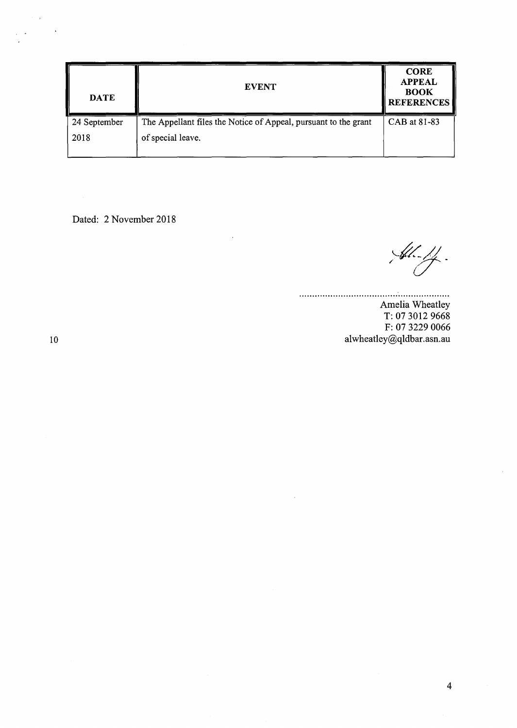| DATE | EVENT | CORE APPEAL BOOK REFERENCES |
|---|---|---|
| 24 September 2018 | The Appellant files the Notice of Appeal, pursuant to the grant of special leave. | CAB at 81-83 |

Dated: 2 November 2018

..........................................................

Amelia Wheatley
T: 07 3012 9668
F: 07 3229 0066
alwheatley@qldbar.asn.au